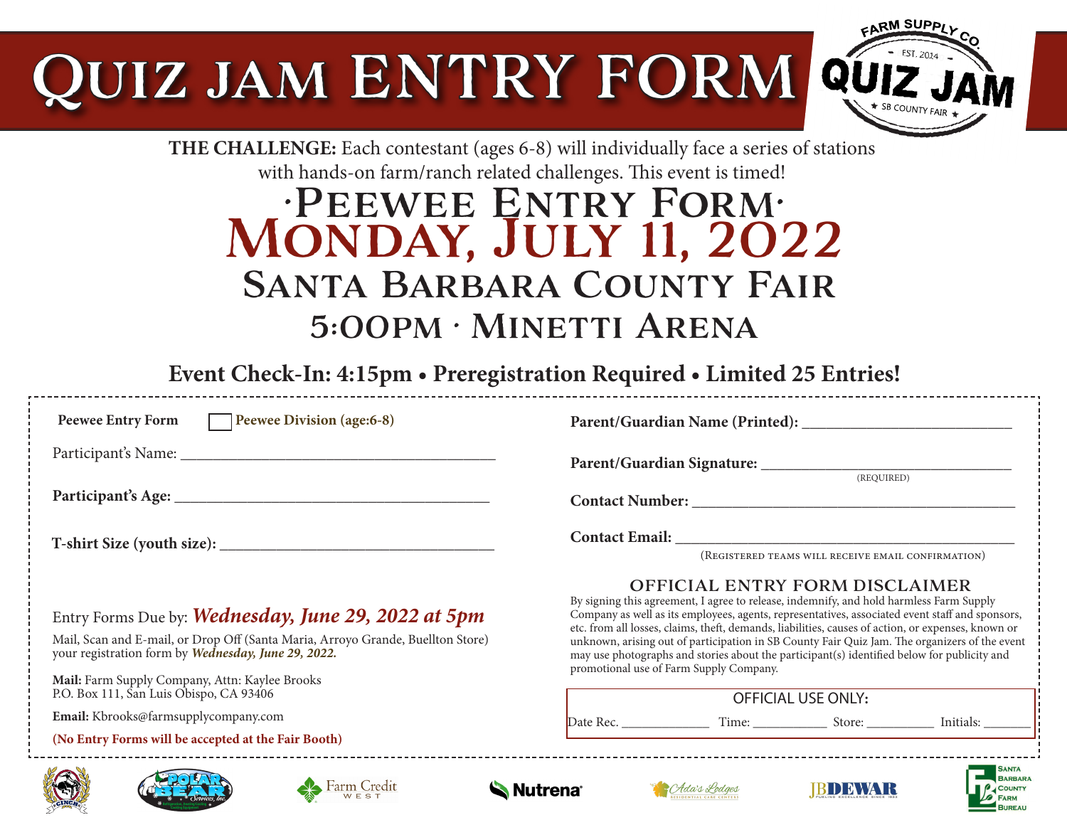# Quiz Jam Entry Form

FARM SUPPLY CO. QUIZ JAM — EST. 2014 — SB COUNTY FAIR

**THE CHALLENGE:** Each contestant (ages 6-8) will individually face a series of stations with hands-on farm/ranch related challenges. This event is timed!

## ·Peewee Entry Form·

## Monday, July 11, 2022

## Santa Barbara County Fair

## 5:00pm · Minetti Arena

**Event Check-In: 4:15pm • Preregistration Required • Limited 25 Entries!**

**Peewee Entry Form** ☐ **Peewee Division (age:6-8)**

Participant's Name: ______________________________

**Participant's Age:** ______________________________

**T-shirt Size (youth size):** ______________________________

Entry Forms Due by: ***Wednesday, June 29, 2022 at 5pm***

Mail, Scan and E-mail, or Drop Off (Santa Maria, Arroyo Grande, Buellton Store) your registration form by ***Wednesday, June 29, 2022.***

**Mail:** Farm Supply Company, Attn: Kaylee Brooks
P.O. Box 111, San Luis Obispo, CA 93406

**Email:** Kbrooks@farmsupplycompany.com

**(No Entry Forms will be accepted at the Fair Booth)**

**Parent/Guardian Name (Printed):** ______________________________

**Parent/Guardian Signature:** ______________________________
(REQUIRED)

**Contact Number:** ______________________________

**Contact Email:** ______________________________
(Registered teams will receive email confirmation)

### OFFICIAL ENTRY FORM DISCLAIMER

By signing this agreement, I agree to release, indemnify, and hold harmless Farm Supply Company as well as its employees, agents, representatives, associated event staff and sponsors, etc. from all losses, claims, theft, demands, liabilities, causes of action, or expenses, known or unknown, arising out of participation in SB County Fair Quiz Jam. The organizers of the event may use photographs and stories about the participant(s) identified below for publicity and promotional use of Farm Supply Company.

OFFICIAL USE ONLY:

Date Rec. ____________ Time: ____________ Store: ____________ Initials: ____________

Cinch · Polar Bear Services, Inc. · Farm Credit West · Nutrena · Ada's Lodges · JB Dewar · Santa Barbara County Farm Bureau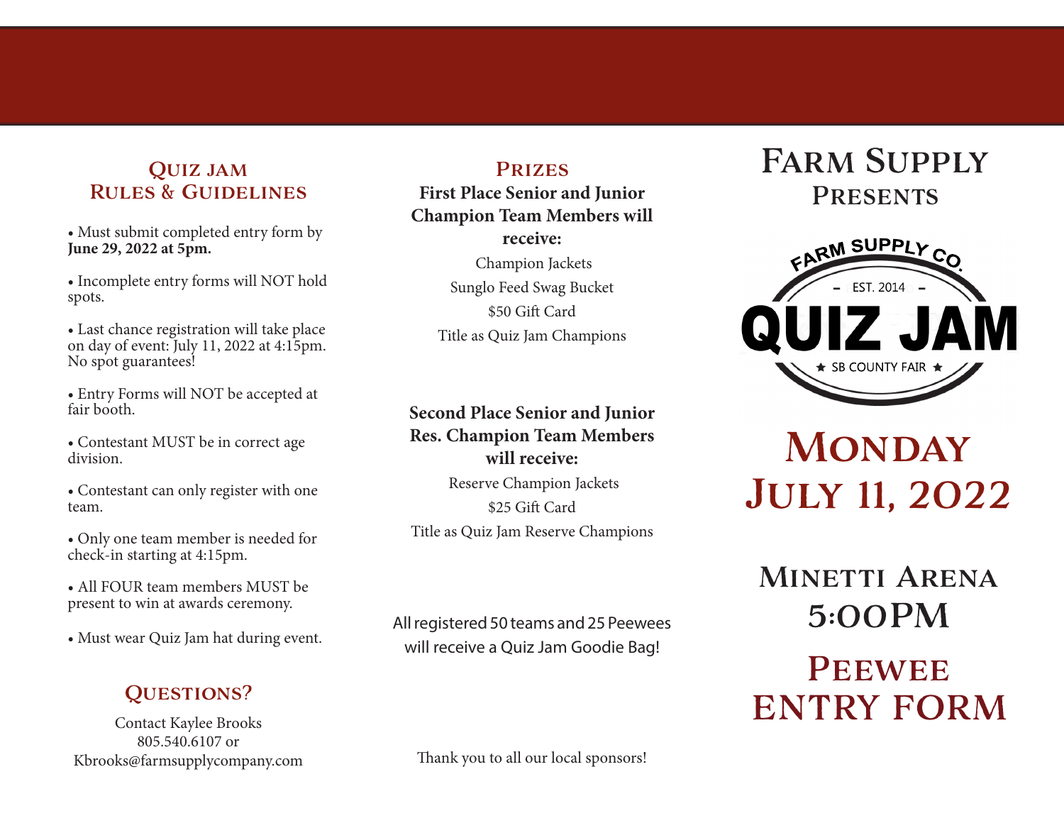## Quiz Jam Rules & Guidelines

- Must submit completed entry form by **June 29, 2022 at 5pm.**
- Incomplete entry forms will NOT hold spots.
- Last chance registration will take place on day of event: July 11, 2022 at 4:15pm. No spot guarantees!
- Entry Forms will NOT be accepted at fair booth.
- Contestant MUST be in correct age division.
- Contestant can only register with one team.
- Only one team member is needed for check-in starting at 4:15pm.
- All FOUR team members MUST be present to win at awards ceremony.
- Must wear Quiz Jam hat during event.

## Questions?

Contact Kaylee Brooks
805.540.6107 or
Kbrooks@farmsupplycompany.com

## Prizes

**First Place Senior and Junior Champion Team Members will receive:**

Champion Jackets
Sunglo Feed Swag Bucket
$50 Gift Card
Title as Quiz Jam Champions

**Second Place Senior and Junior Res. Champion Team Members will receive:**

Reserve Champion Jackets
$25 Gift Card
Title as Quiz Jam Reserve Champions

All registered 50 teams and 25 Peewees will receive a Quiz Jam Goodie Bag!

Thank you to all our local sponsors!

# Farm Supply Presents

FARM SUPPLY CO.
EST. 2014
QUIZ JAM
★ SB COUNTY FAIR ★

# Monday July 11, 2022

## Minetti Arena 5:00PM

# Peewee Entry Form